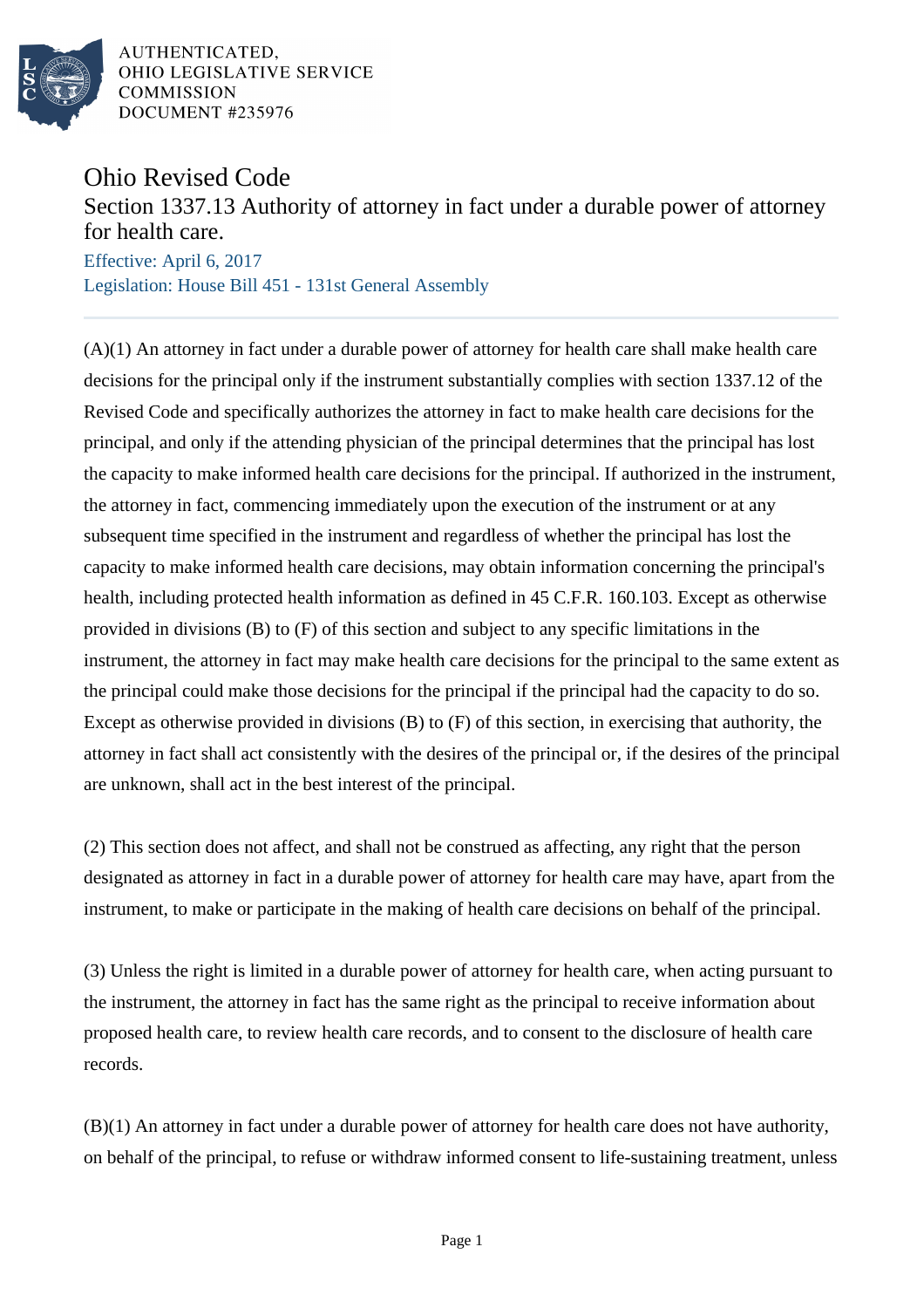AUTHENTICATED,
OHIO LEGISLATIVE SERVICE
COMMISSION
DOCUMENT #235976

# Ohio Revised Code

## Section 1337.13 Authority of attorney in fact under a durable power of attorney for health care.

Effective: April 6, 2017

Legislation: House Bill 451 - 131st General Assembly

---

(A)(1) An attorney in fact under a durable power of attorney for health care shall make health care decisions for the principal only if the instrument substantially complies with section 1337.12 of the Revised Code and specifically authorizes the attorney in fact to make health care decisions for the principal, and only if the attending physician of the principal determines that the principal has lost the capacity to make informed health care decisions for the principal. If authorized in the instrument, the attorney in fact, commencing immediately upon the execution of the instrument or at any subsequent time specified in the instrument and regardless of whether the principal has lost the capacity to make informed health care decisions, may obtain information concerning the principal's health, including protected health information as defined in 45 C.F.R. 160.103. Except as otherwise provided in divisions (B) to (F) of this section and subject to any specific limitations in the instrument, the attorney in fact may make health care decisions for the principal to the same extent as the principal could make those decisions for the principal if the principal had the capacity to do so. Except as otherwise provided in divisions (B) to (F) of this section, in exercising that authority, the attorney in fact shall act consistently with the desires of the principal or, if the desires of the principal are unknown, shall act in the best interest of the principal.

(2) This section does not affect, and shall not be construed as affecting, any right that the person designated as attorney in fact in a durable power of attorney for health care may have, apart from the instrument, to make or participate in the making of health care decisions on behalf of the principal.

(3) Unless the right is limited in a durable power of attorney for health care, when acting pursuant to the instrument, the attorney in fact has the same right as the principal to receive information about proposed health care, to review health care records, and to consent to the disclosure of health care records.

(B)(1) An attorney in fact under a durable power of attorney for health care does not have authority, on behalf of the principal, to refuse or withdraw informed consent to life-sustaining treatment, unless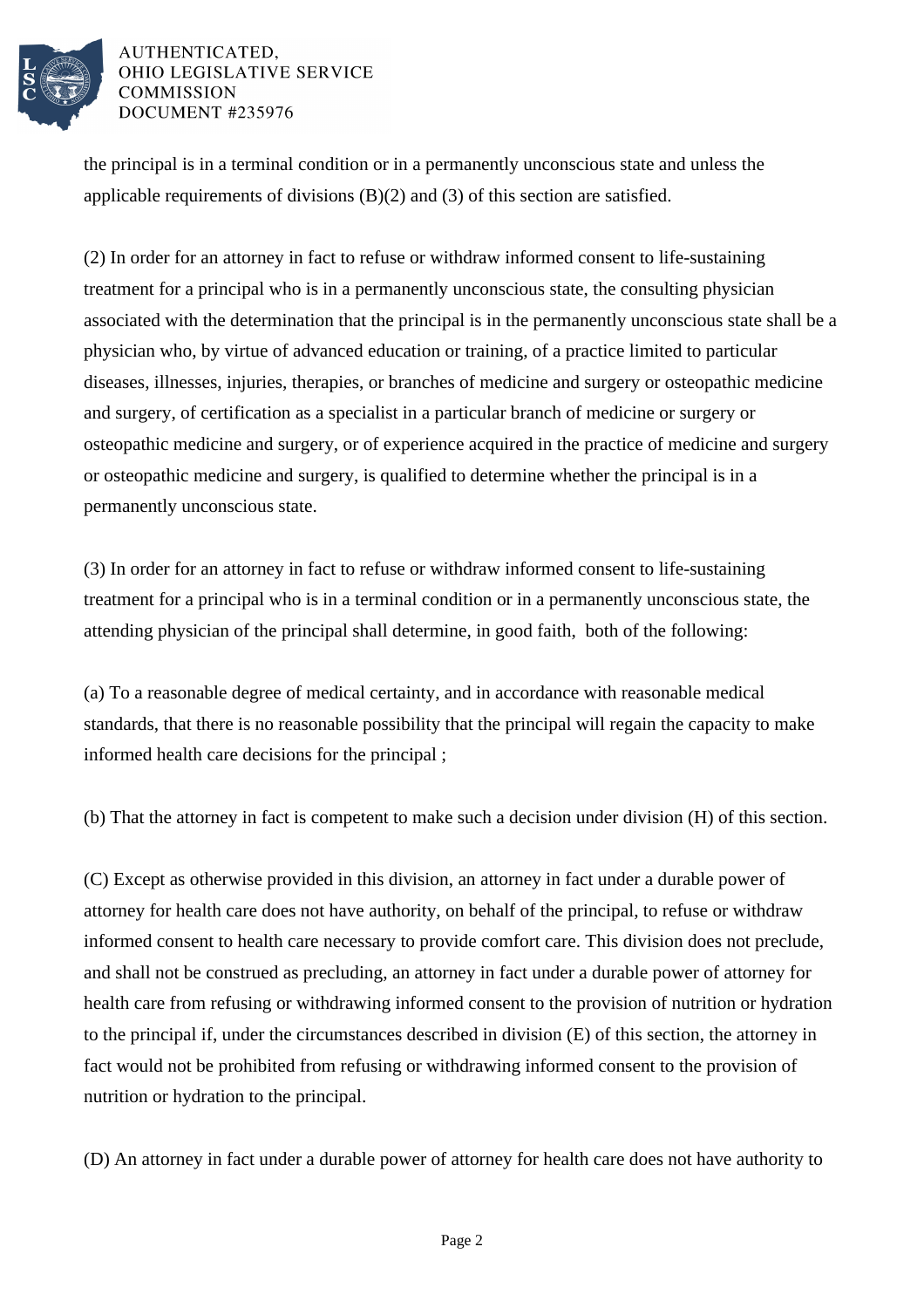the principal is in a terminal condition or in a permanently unconscious state and unless the applicable requirements of divisions (B)(2) and (3) of this section are satisfied.

(2) In order for an attorney in fact to refuse or withdraw informed consent to life-sustaining treatment for a principal who is in a permanently unconscious state, the consulting physician associated with the determination that the principal is in the permanently unconscious state shall be a physician who, by virtue of advanced education or training, of a practice limited to particular diseases, illnesses, injuries, therapies, or branches of medicine and surgery or osteopathic medicine and surgery, of certification as a specialist in a particular branch of medicine or surgery or osteopathic medicine and surgery, or of experience acquired in the practice of medicine and surgery or osteopathic medicine and surgery, is qualified to determine whether the principal is in a permanently unconscious state.

(3) In order for an attorney in fact to refuse or withdraw informed consent to life-sustaining treatment for a principal who is in a terminal condition or in a permanently unconscious state, the attending physician of the principal shall determine, in good faith, both of the following:

(a) To a reasonable degree of medical certainty, and in accordance with reasonable medical standards, that there is no reasonable possibility that the principal will regain the capacity to make informed health care decisions for the principal ;

(b) That the attorney in fact is competent to make such a decision under division (H) of this section.

(C) Except as otherwise provided in this division, an attorney in fact under a durable power of attorney for health care does not have authority, on behalf of the principal, to refuse or withdraw informed consent to health care necessary to provide comfort care. This division does not preclude, and shall not be construed as precluding, an attorney in fact under a durable power of attorney for health care from refusing or withdrawing informed consent to the provision of nutrition or hydration to the principal if, under the circumstances described in division (E) of this section, the attorney in fact would not be prohibited from refusing or withdrawing informed consent to the provision of nutrition or hydration to the principal.

(D) An attorney in fact under a durable power of attorney for health care does not have authority to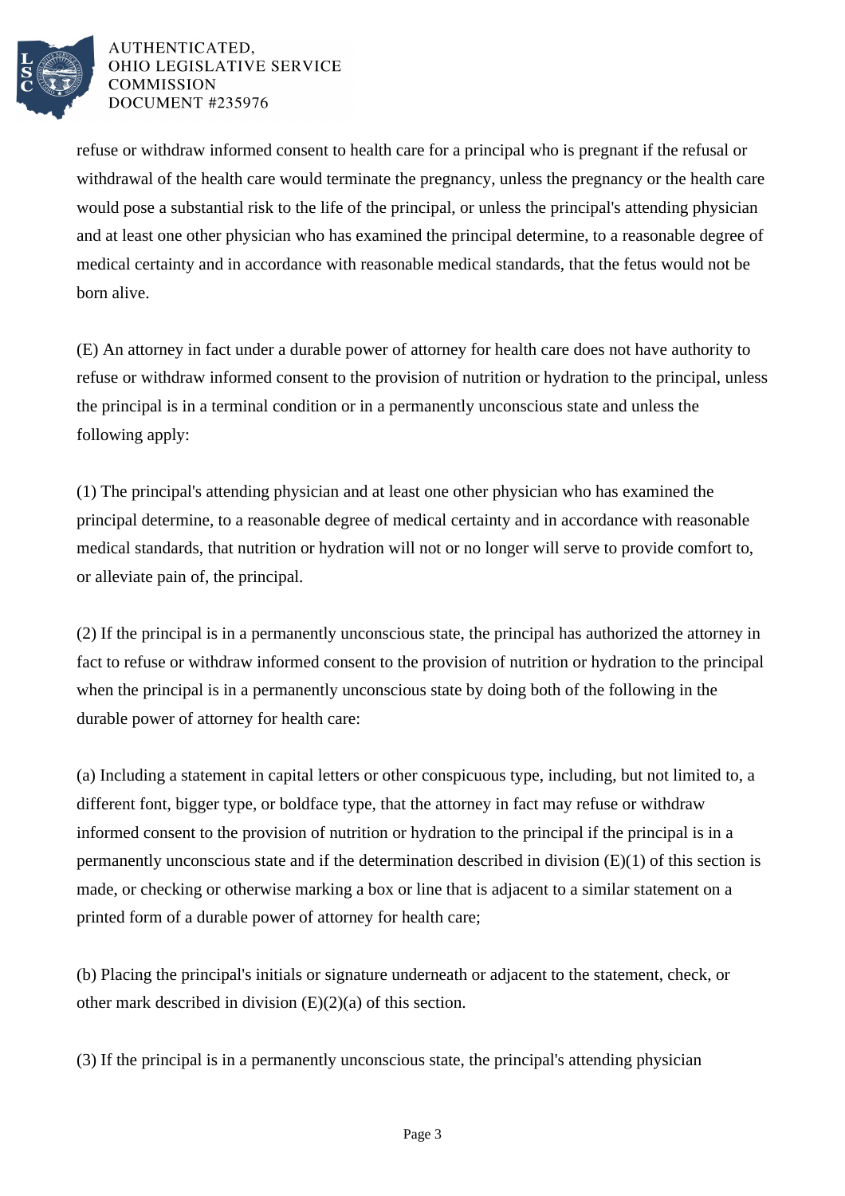refuse or withdraw informed consent to health care for a principal who is pregnant if the refusal or withdrawal of the health care would terminate the pregnancy, unless the pregnancy or the health care would pose a substantial risk to the life of the principal, or unless the principal's attending physician and at least one other physician who has examined the principal determine, to a reasonable degree of medical certainty and in accordance with reasonable medical standards, that the fetus would not be born alive.

(E) An attorney in fact under a durable power of attorney for health care does not have authority to refuse or withdraw informed consent to the provision of nutrition or hydration to the principal, unless the principal is in a terminal condition or in a permanently unconscious state and unless the following apply:

(1) The principal's attending physician and at least one other physician who has examined the principal determine, to a reasonable degree of medical certainty and in accordance with reasonable medical standards, that nutrition or hydration will not or no longer will serve to provide comfort to, or alleviate pain of, the principal.

(2) If the principal is in a permanently unconscious state, the principal has authorized the attorney in fact to refuse or withdraw informed consent to the provision of nutrition or hydration to the principal when the principal is in a permanently unconscious state by doing both of the following in the durable power of attorney for health care:

(a) Including a statement in capital letters or other conspicuous type, including, but not limited to, a different font, bigger type, or boldface type, that the attorney in fact may refuse or withdraw informed consent to the provision of nutrition or hydration to the principal if the principal is in a permanently unconscious state and if the determination described in division (E)(1) of this section is made, or checking or otherwise marking a box or line that is adjacent to a similar statement on a printed form of a durable power of attorney for health care;

(b) Placing the principal's initials or signature underneath or adjacent to the statement, check, or other mark described in division (E)(2)(a) of this section.

(3) If the principal is in a permanently unconscious state, the principal's attending physician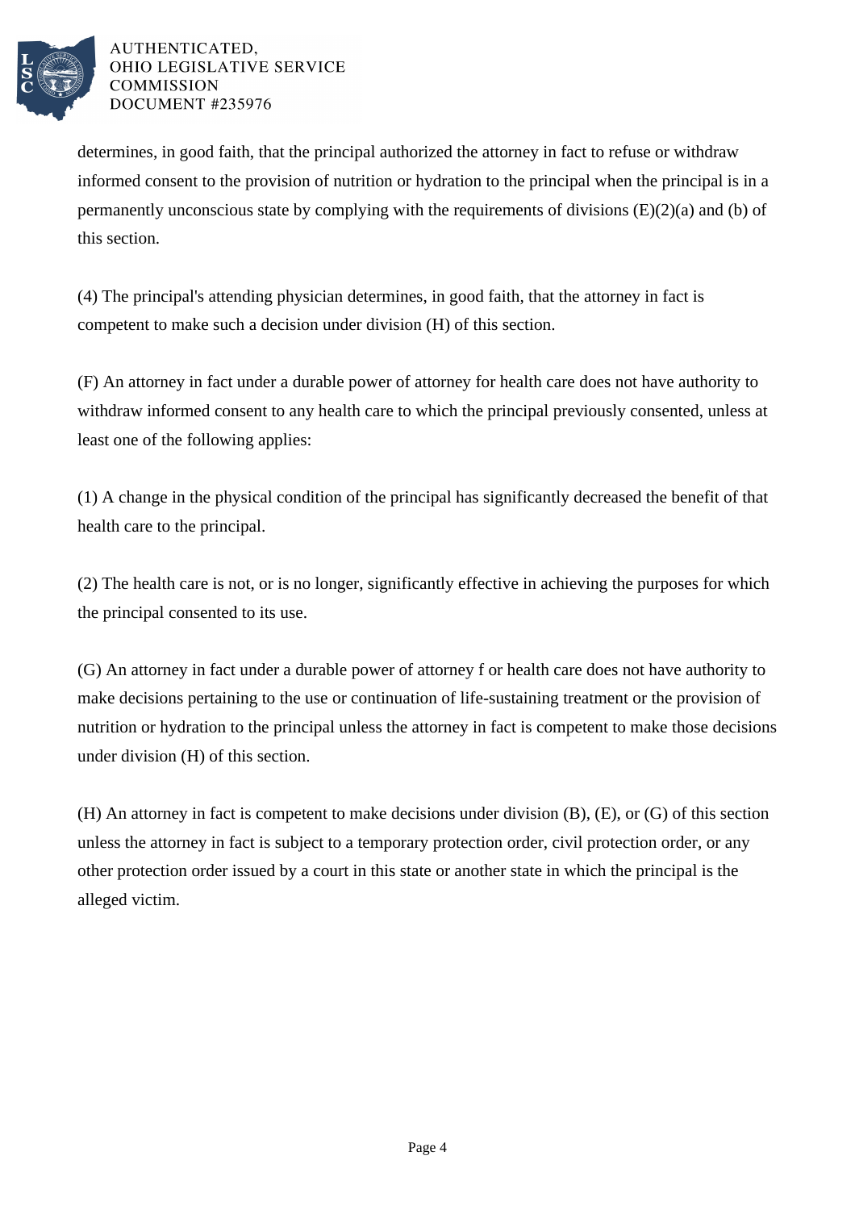determines, in good faith, that the principal authorized the attorney in fact to refuse or withdraw informed consent to the provision of nutrition or hydration to the principal when the principal is in a permanently unconscious state by complying with the requirements of divisions (E)(2)(a) and (b) of this section.

(4) The principal's attending physician determines, in good faith, that the attorney in fact is competent to make such a decision under division (H) of this section.

(F) An attorney in fact under a durable power of attorney for health care does not have authority to withdraw informed consent to any health care to which the principal previously consented, unless at least one of the following applies:

(1) A change in the physical condition of the principal has significantly decreased the benefit of that health care to the principal.

(2) The health care is not, or is no longer, significantly effective in achieving the purposes for which the principal consented to its use.

(G) An attorney in fact under a durable power of attorney f or health care does not have authority to make decisions pertaining to the use or continuation of life-sustaining treatment or the provision of nutrition or hydration to the principal unless the attorney in fact is competent to make those decisions under division (H) of this section.

(H) An attorney in fact is competent to make decisions under division (B), (E), or (G) of this section unless the attorney in fact is subject to a temporary protection order, civil protection order, or any other protection order issued by a court in this state or another state in which the principal is the alleged victim.